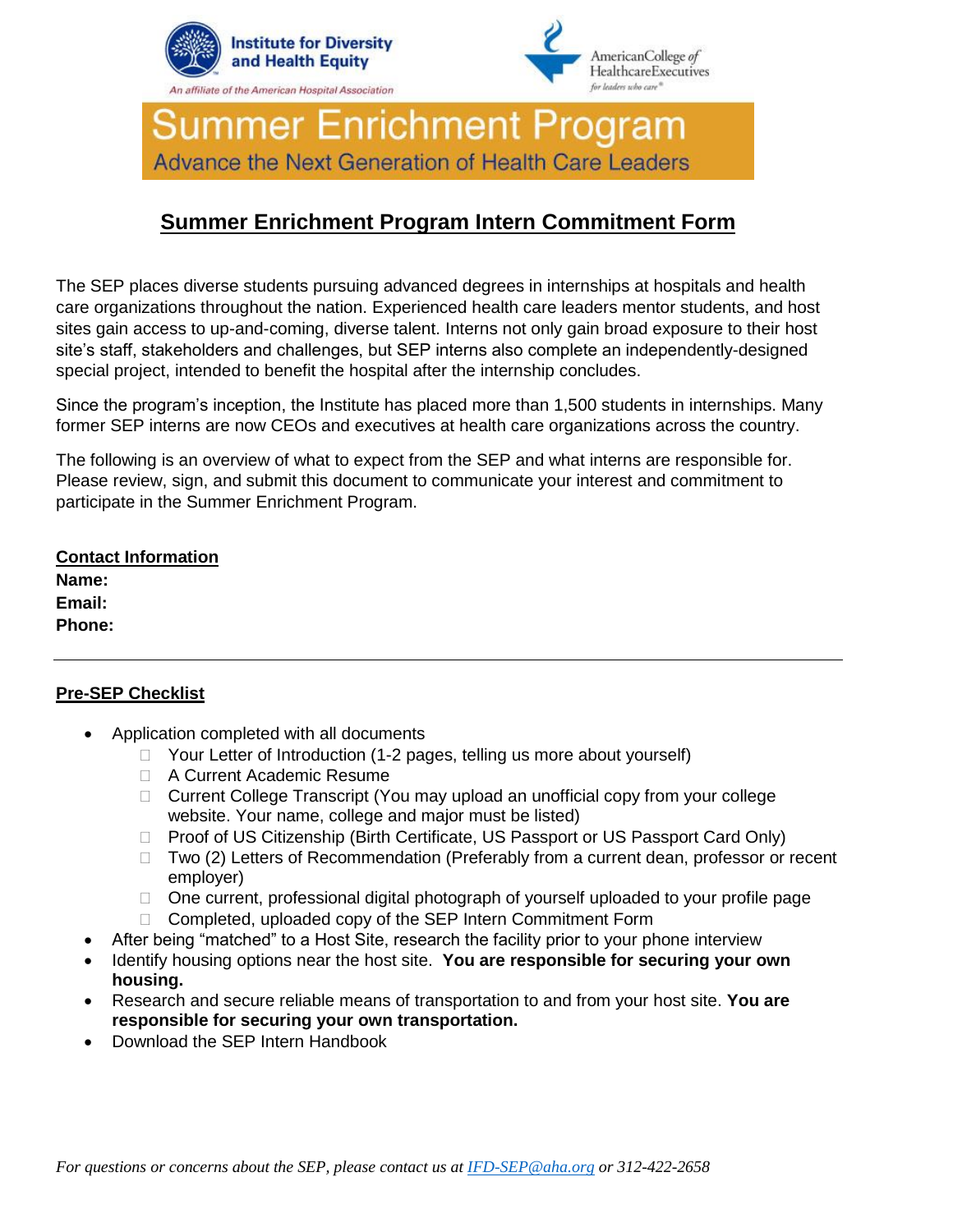Institute for Diversity and Health Equity

*An affiliate of the American Hospital Association*

American College of Healthcare Executives

*for leaders who care*

# Summer Enrichment Program

Advance the Next Generation of Health Care Leaders

## Summer Enrichment Program Intern Commitment Form

The SEP places diverse students pursuing advanced degrees in internships at hospitals and health care organizations throughout the nation. Experienced health care leaders mentor students, and host sites gain access to up-and-coming, diverse talent. Interns not only gain broad exposure to their host site's staff, stakeholders and challenges, but SEP interns also complete an independently-designed special project, intended to benefit the hospital after the internship concludes.

Since the program's inception, the Institute has placed more than 1,500 students in internships. Many former SEP interns are now CEOs and executives at health care organizations across the country.

The following is an overview of what to expect from the SEP and what interns are responsible for. Please review, sign, and submit this document to communicate your interest and commitment to participate in the Summer Enrichment Program.

**Contact Information**

**Name:**

**Email:**

**Phone:**

---

**Pre-SEP Checklist**

- Application completed with all documents
  - ☐ Your Letter of Introduction (1-2 pages, telling us more about yourself)
  - ☐ A Current Academic Resume
  - ☐ Current College Transcript (You may upload an unofficial copy from your college website. Your name, college and major must be listed)
  - ☐ Proof of US Citizenship (Birth Certificate, US Passport or US Passport Card Only)
  - ☐ Two (2) Letters of Recommendation (Preferably from a current dean, professor or recent employer)
  - ☐ One current, professional digital photograph of yourself uploaded to your profile page
  - ☐ Completed, uploaded copy of the SEP Intern Commitment Form
- After being "matched" to a Host Site, research the facility prior to your phone interview
- Identify housing options near the host site. **You are responsible for securing your own housing.**
- Research and secure reliable means of transportation to and from your host site. **You are responsible for securing your own transportation.**
- Download the SEP Intern Handbook

*For questions or concerns about the SEP, please contact us at IFD-SEP@aha.org or 312-422-2658*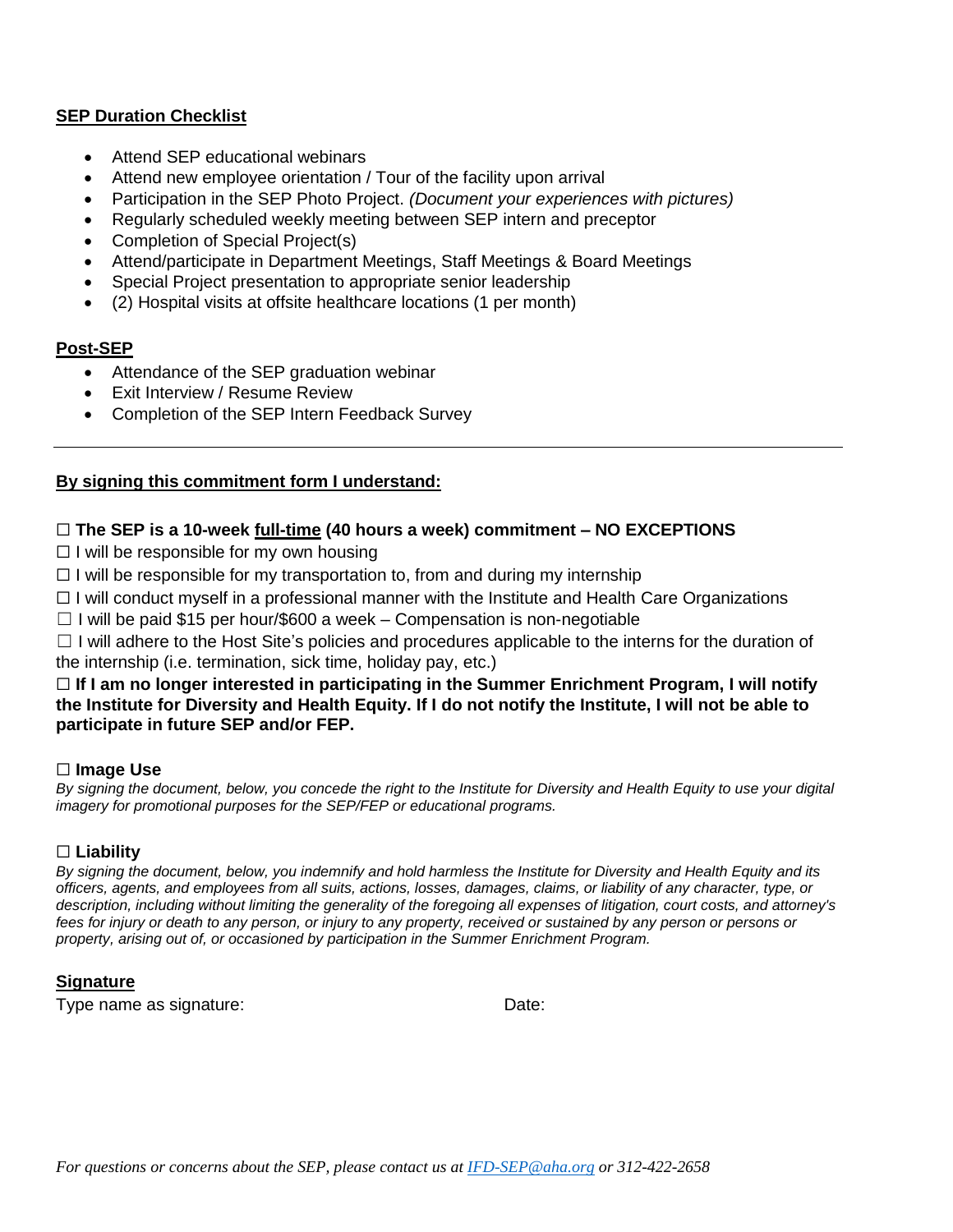**<u>SEP Duration Checklist</u>**

- Attend SEP educational webinars
- Attend new employee orientation / Tour of the facility upon arrival
- Participation in the SEP Photo Project. *(Document your experiences with pictures)*
- Regularly scheduled weekly meeting between SEP intern and preceptor
- Completion of Special Project(s)
- Attend/participate in Department Meetings, Staff Meetings & Board Meetings
- Special Project presentation to appropriate senior leadership
- (2) Hospital visits at offsite healthcare locations (1 per month)

**<u>Post-SEP</u>**

- Attendance of the SEP graduation webinar
- Exit Interview / Resume Review
- Completion of the SEP Intern Feedback Survey

---

**<u>By signing this commitment form I understand:</u>**

☐ **The SEP is a 10-week <u>full-time</u> (40 hours a week) commitment – NO EXCEPTIONS**
☐ I will be responsible for my own housing
☐ I will be responsible for my transportation to, from and during my internship
☐ I will conduct myself in a professional manner with the Institute and Health Care Organizations
☐ I will be paid $15 per hour/$600 a week – Compensation is non-negotiable
☐ I will adhere to the Host Site's policies and procedures applicable to the interns for the duration of the internship (i.e. termination, sick time, holiday pay, etc.)
☐ **If I am no longer interested in participating in the Summer Enrichment Program, I will notify the Institute for Diversity and Health Equity. If I do not notify the Institute, I will not be able to participate in future SEP and/or FEP.**

☐ **Image Use**
*By signing the document, below, you concede the right to the Institute for Diversity and Health Equity to use your digital imagery for promotional purposes for the SEP/FEP or educational programs.*

☐ **Liability**
*By signing the document, below, you indemnify and hold harmless the Institute for Diversity and Health Equity and its officers, agents, and employees from all suits, actions, losses, damages, claims, or liability of any character, type, or description, including without limiting the generality of the foregoing all expenses of litigation, court costs, and attorney's fees for injury or death to any person, or injury to any property, received or sustained by any person or persons or property, arising out of, or occasioned by participation in the Summer Enrichment Program.*

**<u>Signature</u>**
Type name as signature: Date:

*For questions or concerns about the SEP, please contact us at [IFD-SEP@aha.org](mailto:IFD-SEP@aha.org) or 312-422-2658*